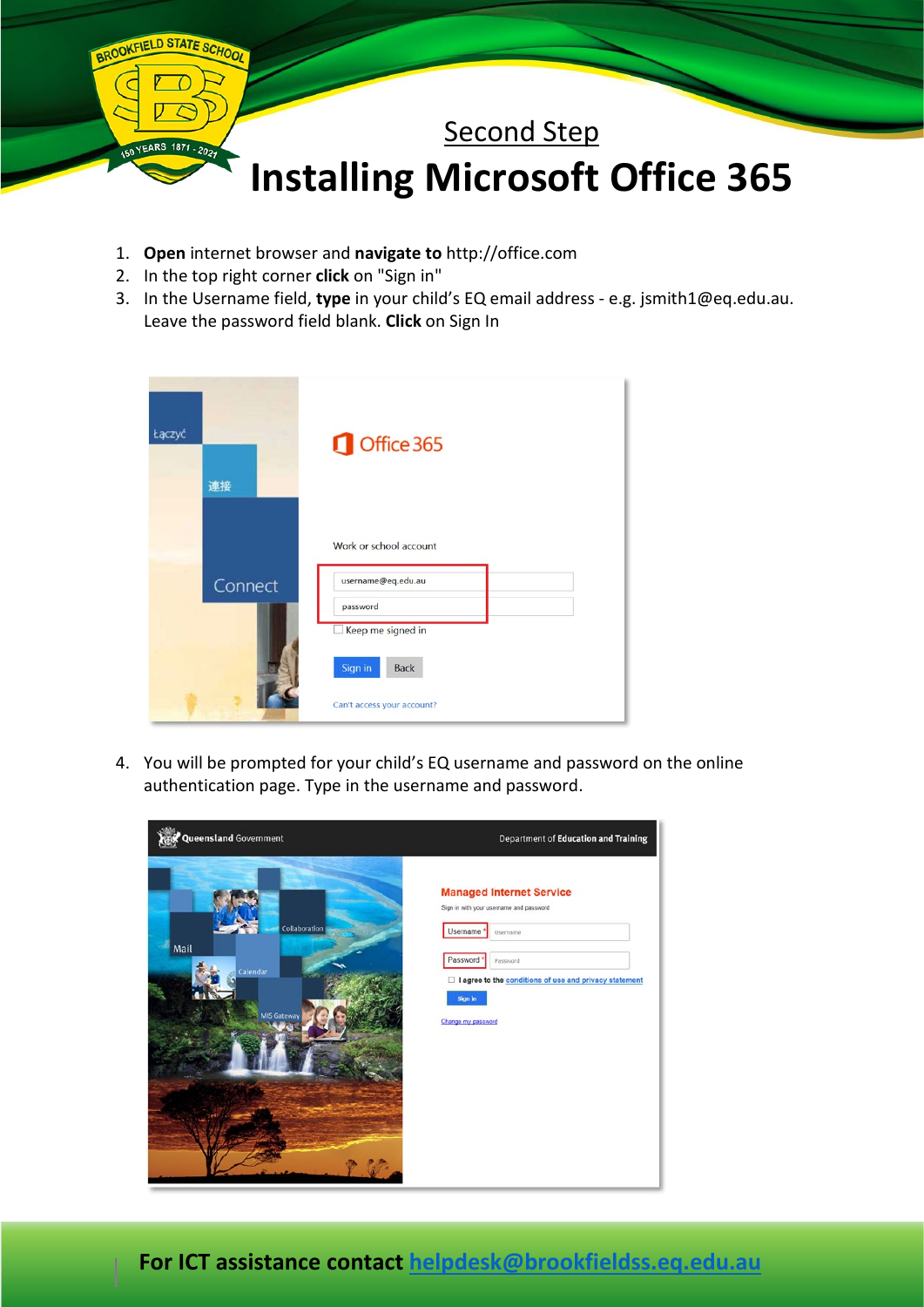## Second Step

# Installing Microsoft Office 365

1. **Open** internet browser and **navigate to** http://office.com
2. In the top right corner **click** on "Sign in"
3. In the Username field, **type** in your child's EQ email address - e.g. jsmith1@eq.edu.au. Leave the password field blank. **Click** on Sign In

4. You will be prompted for your child's EQ username and password on the online authentication page. Type in the username and password.

**For ICT assistance contact [helpdesk@brookfieldss.eq.edu.au](mailto:helpdesk@brookfieldss.eq.edu.au)**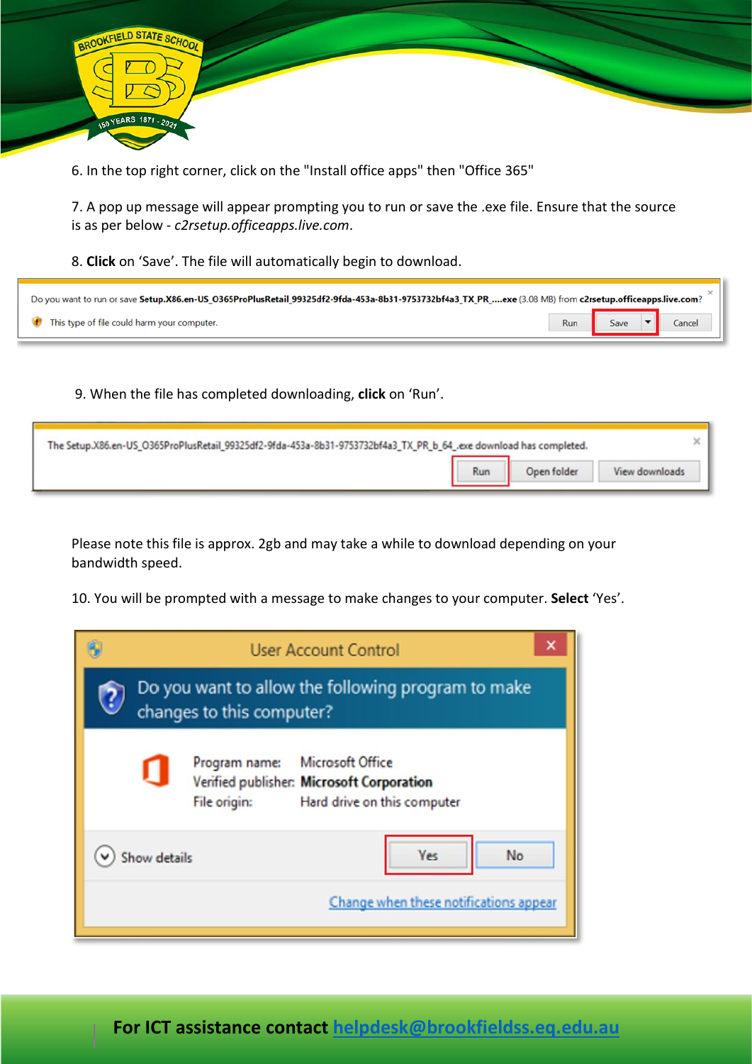6. In the top right corner, click on the "Install office apps" then "Office 365"

7. A pop up message will appear prompting you to run or save the .exe file. Ensure that the source is as per below - *c2rsetup.officeapps.live.com*.

8. **Click** on 'Save'. The file will automatically begin to download.

9. When the file has completed downloading, **click** on 'Run'.

Please note this file is approx. 2gb and may take a while to download depending on your bandwidth speed.

10. You will be prompted with a message to make changes to your computer. **Select** 'Yes'.

For ICT assistance contact helpdesk@brookfieldss.eq.edu.au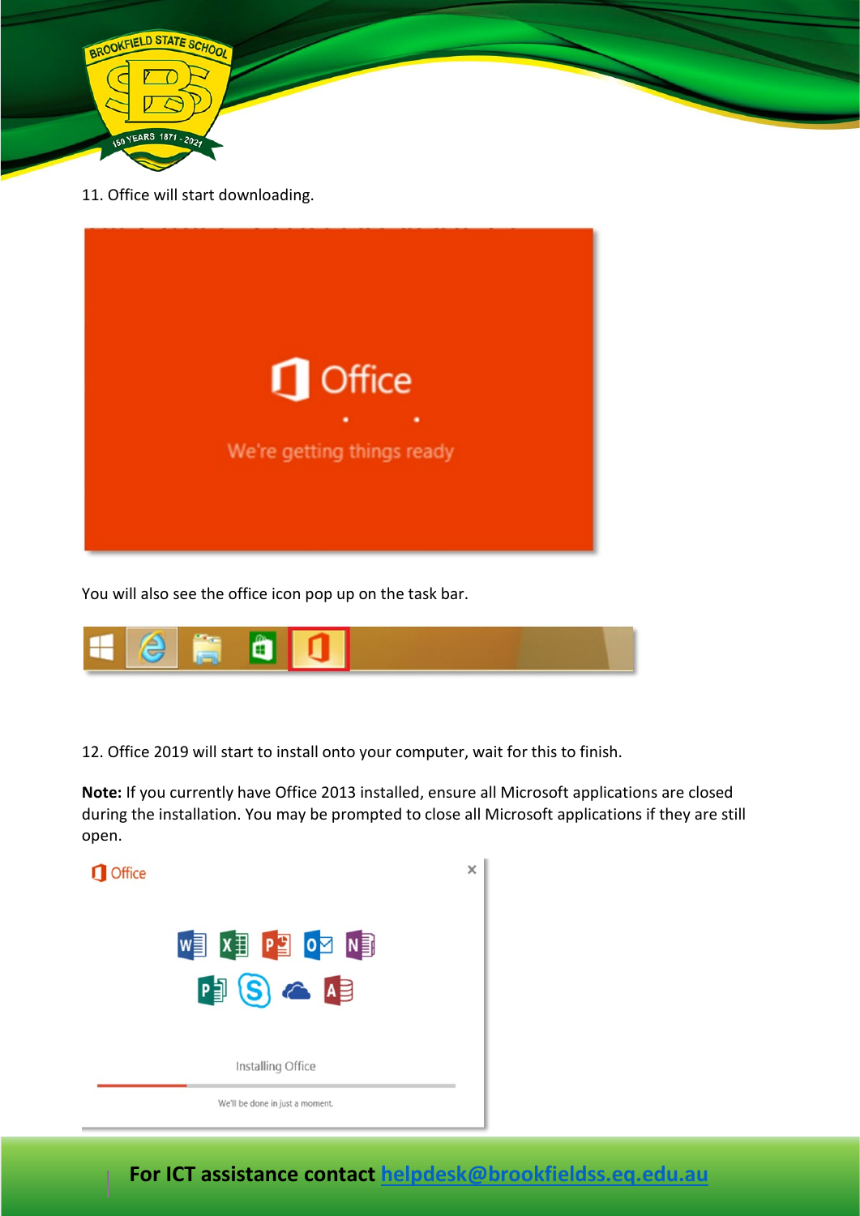11. Office will start downloading.

You will also see the office icon pop up on the task bar.

12. Office 2019 will start to install onto your computer, wait for this to finish.

**Note:** If you currently have Office 2013 installed, ensure all Microsoft applications are closed during the installation. You may be prompted to close all Microsoft applications if they are still open.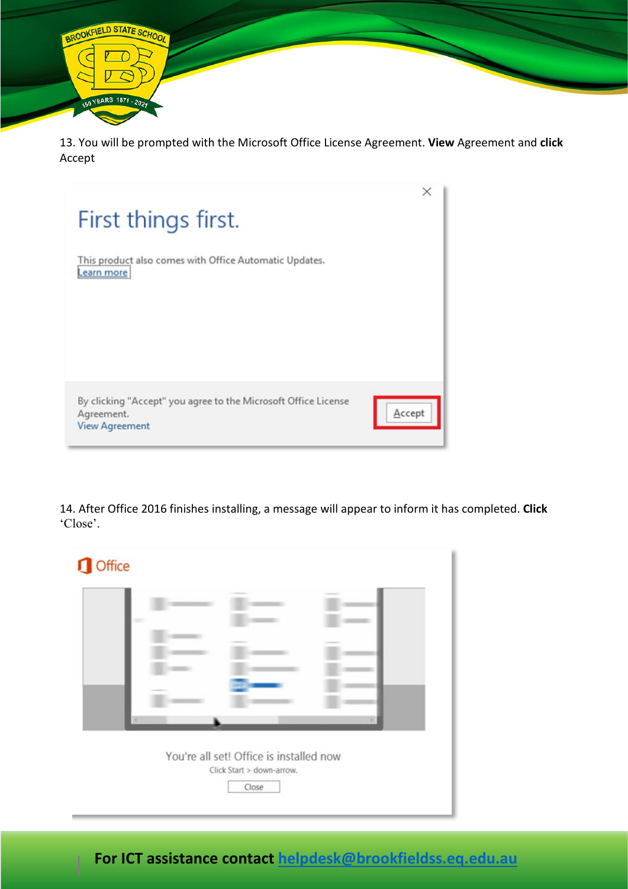13. You will be prompted with the Microsoft Office License Agreement. **View** Agreement and **click** Accept

First things first.

This product also comes with Office Automatic Updates.
Learn more

By clicking "Accept" you agree to the Microsoft Office License Agreement.
View Agreement

Accept

14. After Office 2016 finishes installing, a message will appear to inform it has completed. **Click** 'Close'.

Office

You're all set! Office is installed now
Click Start > down-arrow.

Close

**For ICT assistance contact helpdesk@brookfieldss.eq.edu.au**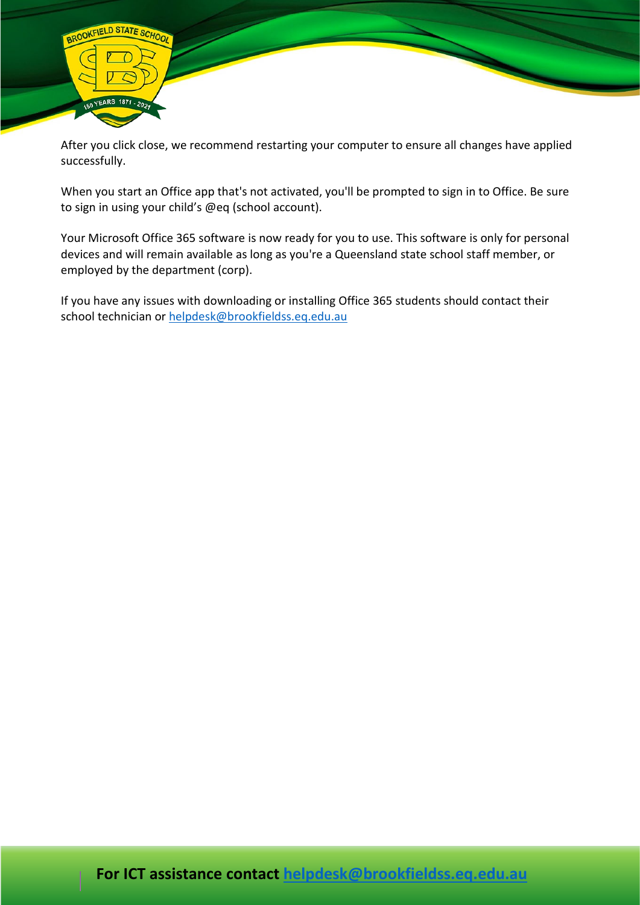After you click close, we recommend restarting your computer to ensure all changes have applied successfully.

When you start an Office app that's not activated, you'll be prompted to sign in to Office. Be sure to sign in using your child's @eq (school account).

Your Microsoft Office 365 software is now ready for you to use. This software is only for personal devices and will remain available as long as you're a Queensland state school staff member, or employed by the department (corp).

If you have any issues with downloading or installing Office 365 students should contact their school technician or helpdesk@brookfieldss.eq.edu.au